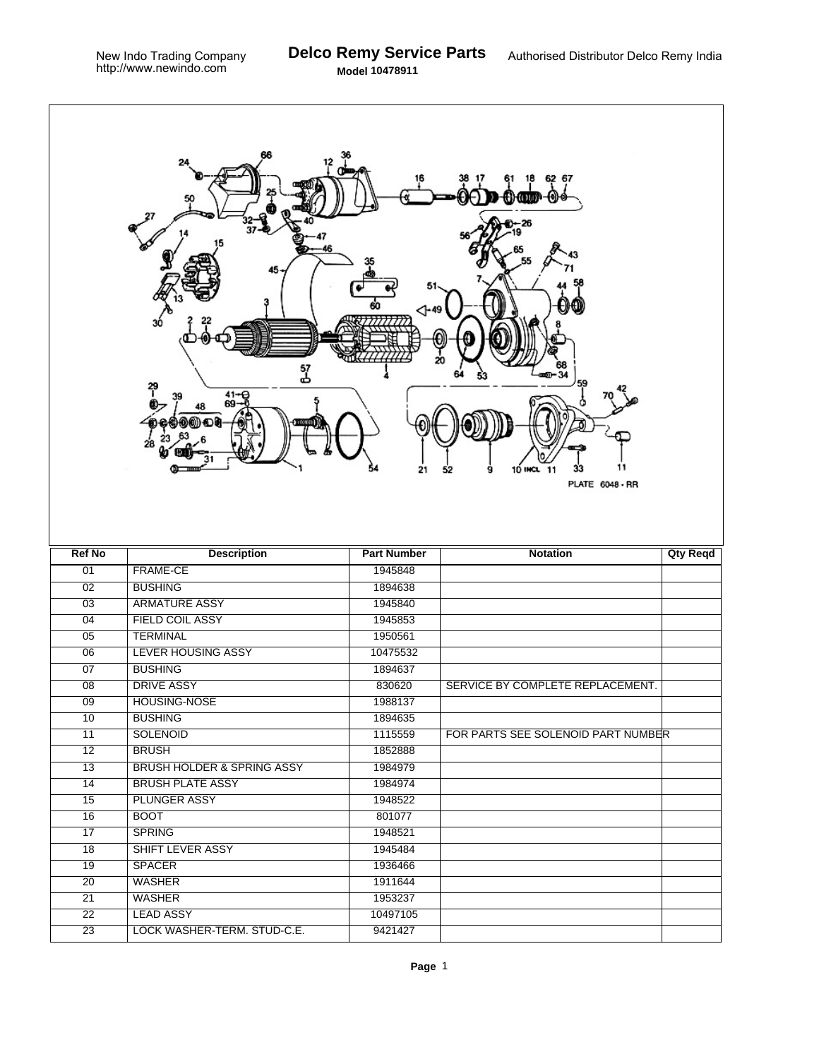New Indo Trading Company
http://www.newindo.com

# Delco Remy Service Parts

**Model 10478911**

Authorised Distributor Delco Remy India

PLATE 6048 - RR

| Ref No | Description | Part Number | Notation | Qty Reqd |
|---|---|---|---|---|
| 01 | FRAME-CE | 1945848 | | |
| 02 | BUSHING | 1894638 | | |
| 03 | ARMATURE ASSY | 1945840 | | |
| 04 | FIELD COIL ASSY | 1945853 | | |
| 05 | TERMINAL | 1950561 | | |
| 06 | LEVER HOUSING ASSY | 10475532 | | |
| 07 | BUSHING | 1894637 | | |
| 08 | DRIVE ASSY | 830620 | SERVICE BY COMPLETE REPLACEMENT. | |
| 09 | HOUSING-NOSE | 1988137 | | |
| 10 | BUSHING | 1894635 | | |
| 11 | SOLENOID | 1115559 | FOR PARTS SEE SOLENOID PART NUMBER | |
| 12 | BRUSH | 1852888 | | |
| 13 | BRUSH HOLDER & SPRING ASSY | 1984979 | | |
| 14 | BRUSH PLATE ASSY | 1984974 | | |
| 15 | PLUNGER ASSY | 1948522 | | |
| 16 | BOOT | 801077 | | |
| 17 | SPRING | 1948521 | | |
| 18 | SHIFT LEVER ASSY | 1945484 | | |
| 19 | SPACER | 1936466 | | |
| 20 | WASHER | 1911644 | | |
| 21 | WASHER | 1953237 | | |
| 22 | LEAD ASSY | 10497105 | | |
| 23 | LOCK WASHER-TERM. STUD-C.E. | 9421427 | | |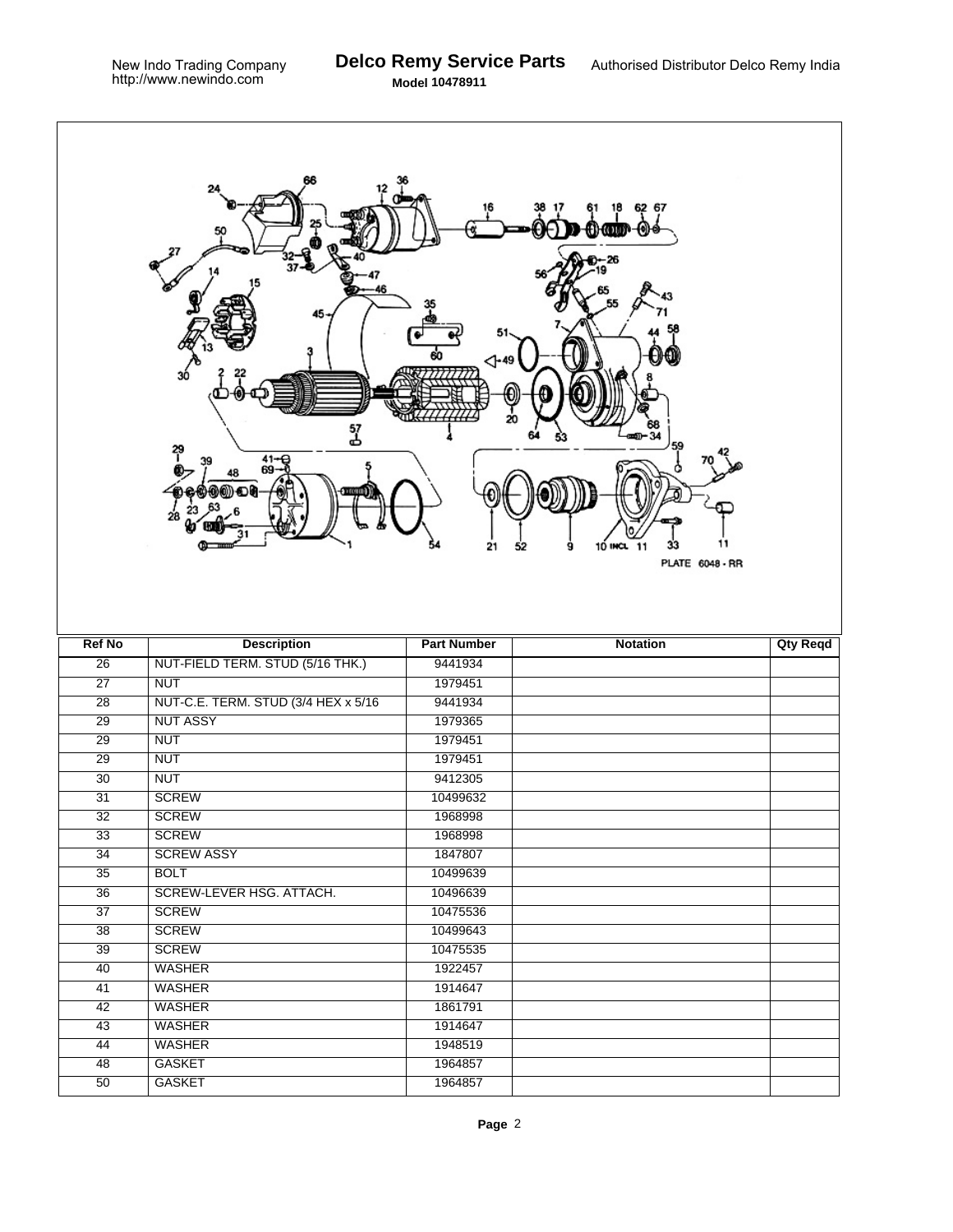| Ref No | Description | Part Number | Notation | Qty Reqd |
|---|---|---|---|---|
| 26 | NUT-FIELD TERM. STUD (5/16 THK.) | 9441934 | | |
| 27 | NUT | 1979451 | | |
| 28 | NUT-C.E. TERM. STUD (3/4 HEX x 5/16 | 9441934 | | |
| 29 | NUT ASSY | 1979365 | | |
| 29 | NUT | 1979451 | | |
| 29 | NUT | 1979451 | | |
| 30 | NUT | 9412305 | | |
| 31 | SCREW | 10499632 | | |
| 32 | SCREW | 1968998 | | |
| 33 | SCREW | 1968998 | | |
| 34 | SCREW ASSY | 1847807 | | |
| 35 | BOLT | 10499639 | | |
| 36 | SCREW-LEVER HSG. ATTACH. | 10496639 | | |
| 37 | SCREW | 10475536 | | |
| 38 | SCREW | 10499643 | | |
| 39 | SCREW | 10475535 | | |
| 40 | WASHER | 1922457 | | |
| 41 | WASHER | 1914647 | | |
| 42 | WASHER | 1861791 | | |
| 43 | WASHER | 1914647 | | |
| 44 | WASHER | 1948519 | | |
| 48 | GASKET | 1964857 | | |
| 50 | GASKET | 1964857 | | |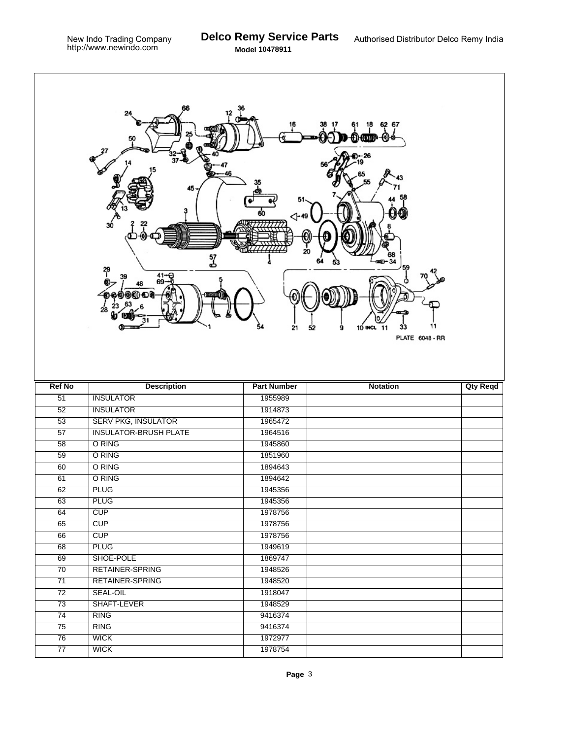| Ref No | Description | Part Number | Notation | Qty Reqd |
|---|---|---|---|---|
| 51 | INSULATOR | 1955989 | | |
| 52 | INSULATOR | 1914873 | | |
| 53 | SERV PKG, INSULATOR | 1965472 | | |
| 57 | INSULATOR-BRUSH PLATE | 1964516 | | |
| 58 | O RING | 1945860 | | |
| 59 | O RING | 1851960 | | |
| 60 | O RING | 1894643 | | |
| 61 | O RING | 1894642 | | |
| 62 | PLUG | 1945356 | | |
| 63 | PLUG | 1945356 | | |
| 64 | CUP | 1978756 | | |
| 65 | CUP | 1978756 | | |
| 66 | CUP | 1978756 | | |
| 68 | PLUG | 1949619 | | |
| 69 | SHOE-POLE | 1869747 | | |
| 70 | RETAINER-SPRING | 1948526 | | |
| 71 | RETAINER-SPRING | 1948520 | | |
| 72 | SEAL-OIL | 1918047 | | |
| 73 | SHAFT-LEVER | 1948529 | | |
| 74 | RING | 9416374 | | |
| 75 | RING | 9416374 | | |
| 76 | WICK | 1972977 | | |
| 77 | WICK | 1978754 | | |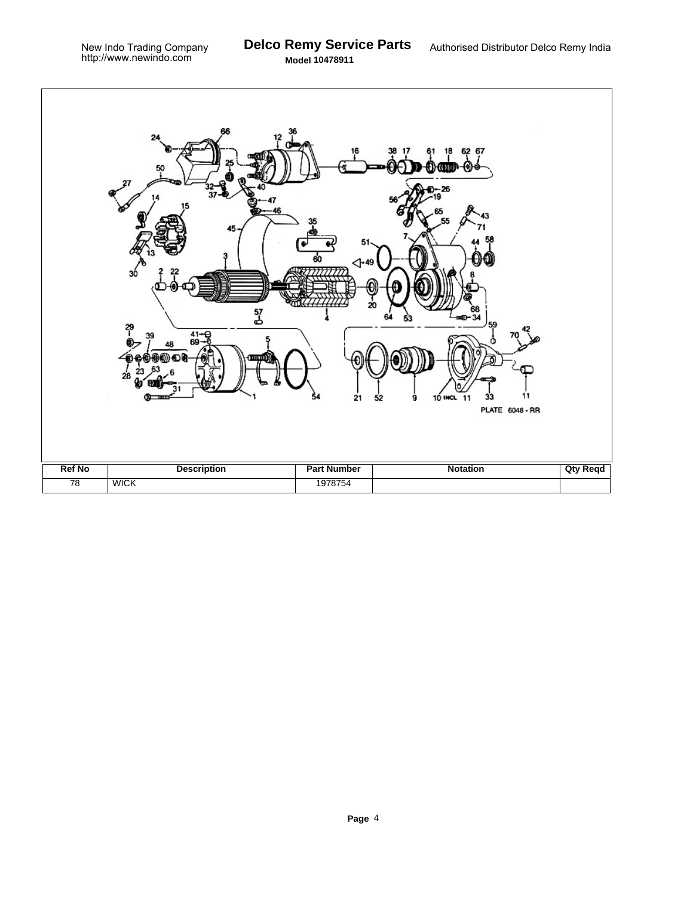| Ref No | Description | Part Number | Notation | Qty Reqd |
| --- | --- | --- | --- | --- |
| 78 | WICK | 1978754 | | |